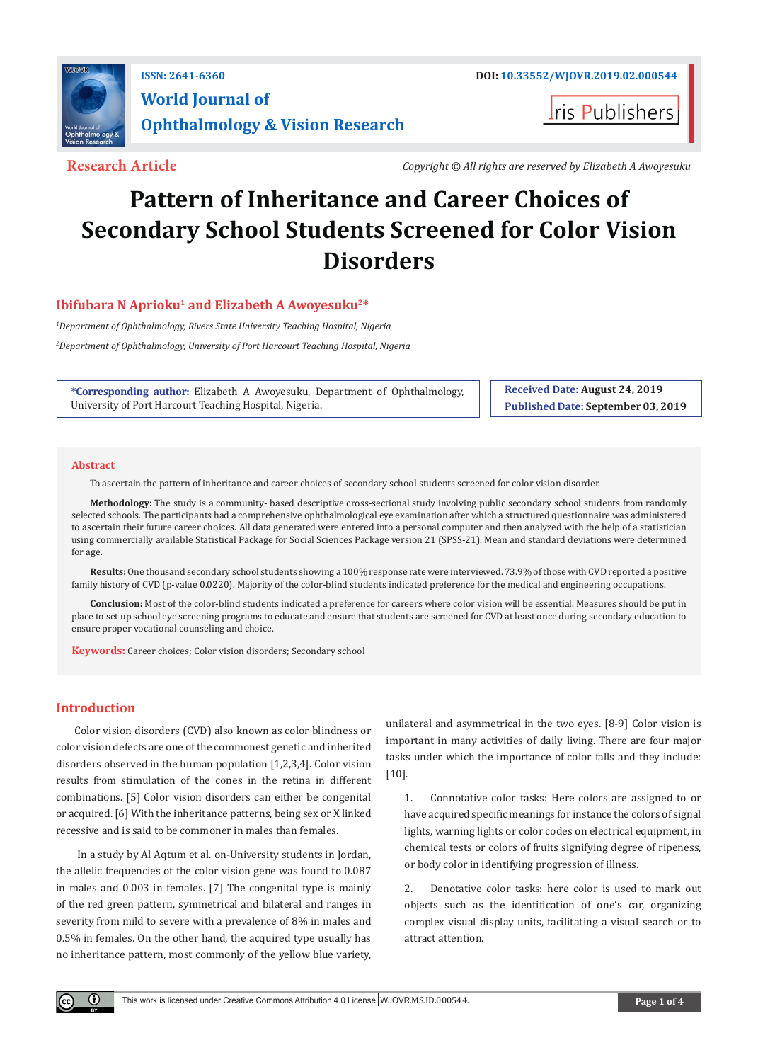ISSN: 2641-6360

DOI: 10.33552/WJOVR.2019.02.000544

# World Journal of Ophthalmology & Vision Research

Iris Publishers

**Research Article**

*Copyright © All rights are reserved by Elizabeth A Awoyesuku*

# Pattern of Inheritance and Career Choices of Secondary School Students Screened for Color Vision Disorders

**Ibifubara N Aprioku[1] and Elizabeth A Awoyesuku[2]***

[1]*Department of Ophthalmology, Rivers State University Teaching Hospital, Nigeria*

[2]*Department of Ophthalmology, University of Port Harcourt Teaching Hospital, Nigeria*

**\*Corresponding author:** Elizabeth A Awoyesuku, Department of Ophthalmology, University of Port Harcourt Teaching Hospital, Nigeria.

**Received Date:** August 24, 2019

**Published Date:** September 03, 2019

## Abstract

To ascertain the pattern of inheritance and career choices of secondary school students screened for color vision disorder.

**Methodology:** The study is a community- based descriptive cross-sectional study involving public secondary school students from randomly selected schools. The participants had a comprehensive ophthalmological eye examination after which a structured questionnaire was administered to ascertain their future career choices. All data generated were entered into a personal computer and then analyzed with the help of a statistician using commercially available Statistical Package for Social Sciences Package version 21 (SPSS-21). Mean and standard deviations were determined for age.

**Results:** One thousand secondary school students showing a 100% response rate were interviewed. 73.9% of those with CVD reported a positive family history of CVD (p-value 0.0220). Majority of the color-blind students indicated preference for the medical and engineering occupations.

**Conclusion:** Most of the color-blind students indicated a preference for careers where color vision will be essential. Measures should be put in place to set up school eye screening programs to educate and ensure that students are screened for CVD at least once during secondary education to ensure proper vocational counseling and choice.

**Keywords:** Career choices; Color vision disorders; Secondary school

## Introduction

Color vision disorders (CVD) also known as color blindness or color vision defects are one of the commonest genetic and inherited disorders observed in the human population [1,2,3,4]. Color vision results from stimulation of the cones in the retina in different combinations. [5] Color vision disorders can either be congenital or acquired. [6] With the inheritance patterns, being sex or X linked recessive and is said to be commoner in males than females.

In a study by Al Aqtum et al. on-University students in Jordan, the allelic frequencies of the color vision gene was found to 0.087 in males and 0.003 in females. [7] The congenital type is mainly of the red green pattern, symmetrical and bilateral and ranges in severity from mild to severe with a prevalence of 8% in males and 0.5% in females. On the other hand, the acquired type usually has no inheritance pattern, most commonly of the yellow blue variety, unilateral and asymmetrical in the two eyes. [8-9] Color vision is important in many activities of daily living. There are four major tasks under which the importance of color falls and they include: [10].

1. Connotative color tasks: Here colors are assigned to or have acquired specific meanings for instance the colors of signal lights, warning lights or color codes on electrical equipment, in chemical tests or colors of fruits signifying degree of ripeness, or body color in identifying progression of illness.

2. Denotative color tasks: here color is used to mark out objects such as the identification of one's car, organizing complex visual display units, facilitating a visual search or to attract attention.

This work is licensed under Creative Commons Attribution 4.0 License | WJOVR.MS.ID.000544.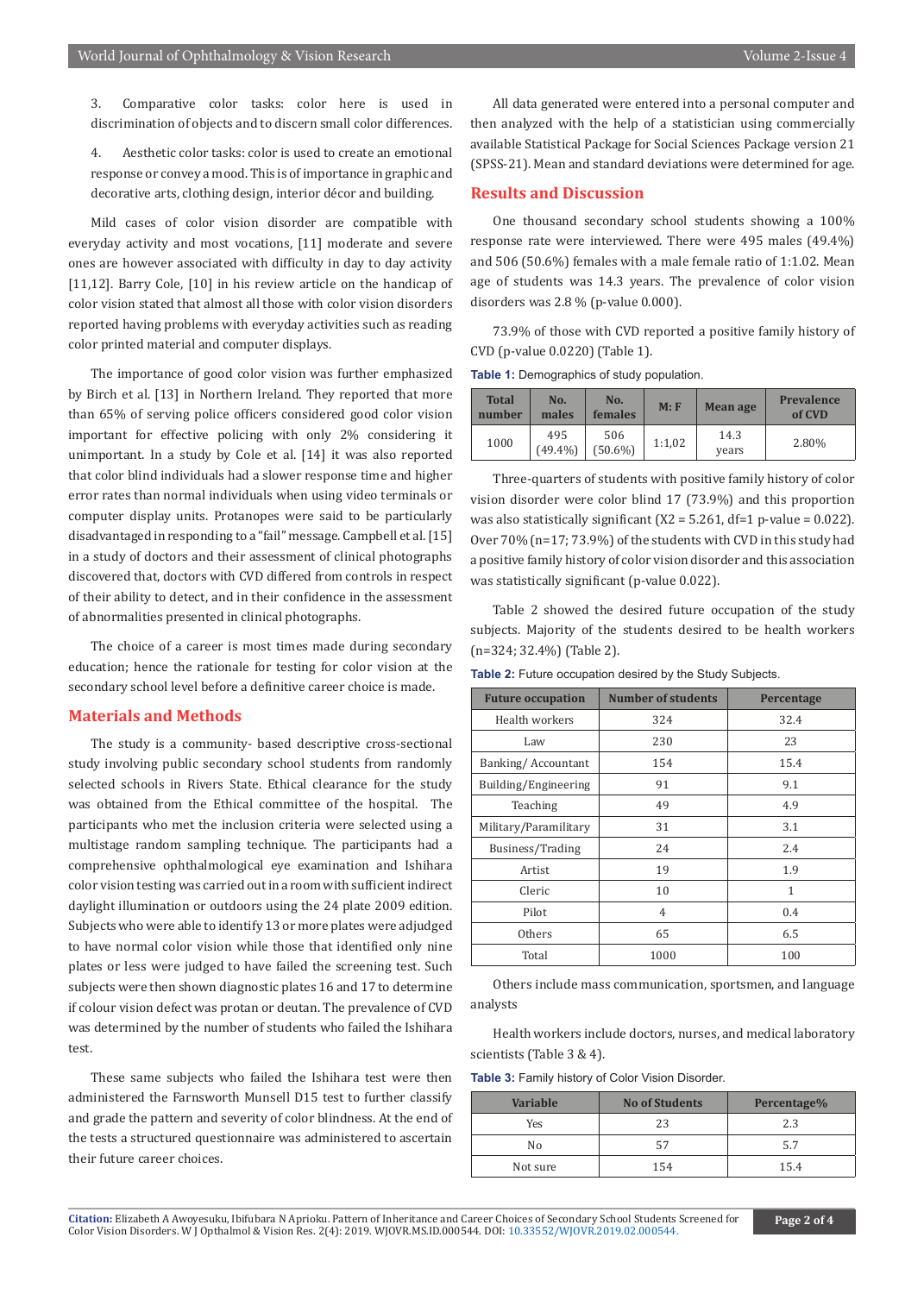3. Comparative color tasks: color here is used in discrimination of objects and to discern small color differences.

4. Aesthetic color tasks: color is used to create an emotional response or convey a mood. This is of importance in graphic and decorative arts, clothing design, interior décor and building.

Mild cases of color vision disorder are compatible with everyday activity and most vocations, [11] moderate and severe ones are however associated with difficulty in day to day activity [11,12]. Barry Cole, [10] in his review article on the handicap of color vision stated that almost all those with color vision disorders reported having problems with everyday activities such as reading color printed material and computer displays.

The importance of good color vision was further emphasized by Birch et al. [13] in Northern Ireland. They reported that more than 65% of serving police officers considered good color vision important for effective policing with only 2% considering it unimportant. In a study by Cole et al. [14] it was also reported that color blind individuals had a slower response time and higher error rates than normal individuals when using video terminals or computer display units. Protanopes were said to be particularly disadvantaged in responding to a "fail" message. Campbell et al. [15] in a study of doctors and their assessment of clinical photographs discovered that, doctors with CVD differed from controls in respect of their ability to detect, and in their confidence in the assessment of abnormalities presented in clinical photographs.

The choice of a career is most times made during secondary education; hence the rationale for testing for color vision at the secondary school level before a definitive career choice is made.

## Materials and Methods

The study is a community- based descriptive cross-sectional study involving public secondary school students from randomly selected schools in Rivers State. Ethical clearance for the study was obtained from the Ethical committee of the hospital. The participants who met the inclusion criteria were selected using a multistage random sampling technique. The participants had a comprehensive ophthalmological eye examination and Ishihara color vision testing was carried out in a room with sufficient indirect daylight illumination or outdoors using the 24 plate 2009 edition. Subjects who were able to identify 13 or more plates were adjudged to have normal color vision while those that identified only nine plates or less were judged to have failed the screening test. Such subjects were then shown diagnostic plates 16 and 17 to determine if colour vision defect was protan or deutan. The prevalence of CVD was determined by the number of students who failed the Ishihara test.

These same subjects who failed the Ishihara test were then administered the Farnsworth Munsell D15 test to further classify and grade the pattern and severity of color blindness. At the end of the tests a structured questionnaire was administered to ascertain their future career choices.

All data generated were entered into a personal computer and then analyzed with the help of a statistician using commercially available Statistical Package for Social Sciences Package version 21 (SPSS-21). Mean and standard deviations were determined for age.

## Results and Discussion

One thousand secondary school students showing a 100% response rate were interviewed. There were 495 males (49.4%) and 506 (50.6%) females with a male female ratio of 1:1.02. Mean age of students was 14.3 years. The prevalence of color vision disorders was 2.8 % (p-value 0.000).

73.9% of those with CVD reported a positive family history of CVD (p-value 0.0220) (Table 1).

**Table 1:** Demographics of study population.

| Total number | No. males | No. females | M: F | Mean age | Prevalence of CVD |
|---|---|---|---|---|---|
| 1000 | 495 (49.4%) | 506 (50.6%) | 1:1,02 | 14.3 years | 2.80% |

Three-quarters of students with positive family history of color vision disorder were color blind 17 (73.9%) and this proportion was also statistically significant (X2 = 5.261, df=1 p-value = 0.022). Over 70% (n=17; 73.9%) of the students with CVD in this study had a positive family history of color vision disorder and this association was statistically significant (p-value 0.022).

Table 2 showed the desired future occupation of the study subjects. Majority of the students desired to be health workers (n=324; 32.4%) (Table 2).

**Table 2:** Future occupation desired by the Study Subjects.

| Future occupation | Number of students | Percentage |
|---|---|---|
| Health workers | 324 | 32.4 |
| Law | 230 | 23 |
| Banking/ Accountant | 154 | 15.4 |
| Building/Engineering | 91 | 9.1 |
| Teaching | 49 | 4.9 |
| Military/Paramilitary | 31 | 3.1 |
| Business/Trading | 24 | 2.4 |
| Artist | 19 | 1.9 |
| Cleric | 10 | 1 |
| Pilot | 4 | 0.4 |
| Others | 65 | 6.5 |
| Total | 1000 | 100 |

Others include mass communication, sportsmen, and language analysts

Health workers include doctors, nurses, and medical laboratory scientists (Table 3 & 4).

**Table 3:** Family history of Color Vision Disorder.

| Variable | No of Students | Percentage% |
|---|---|---|
| Yes | 23 | 2.3 |
| No | 57 | 5.7 |
| Not sure | 154 | 15.4 |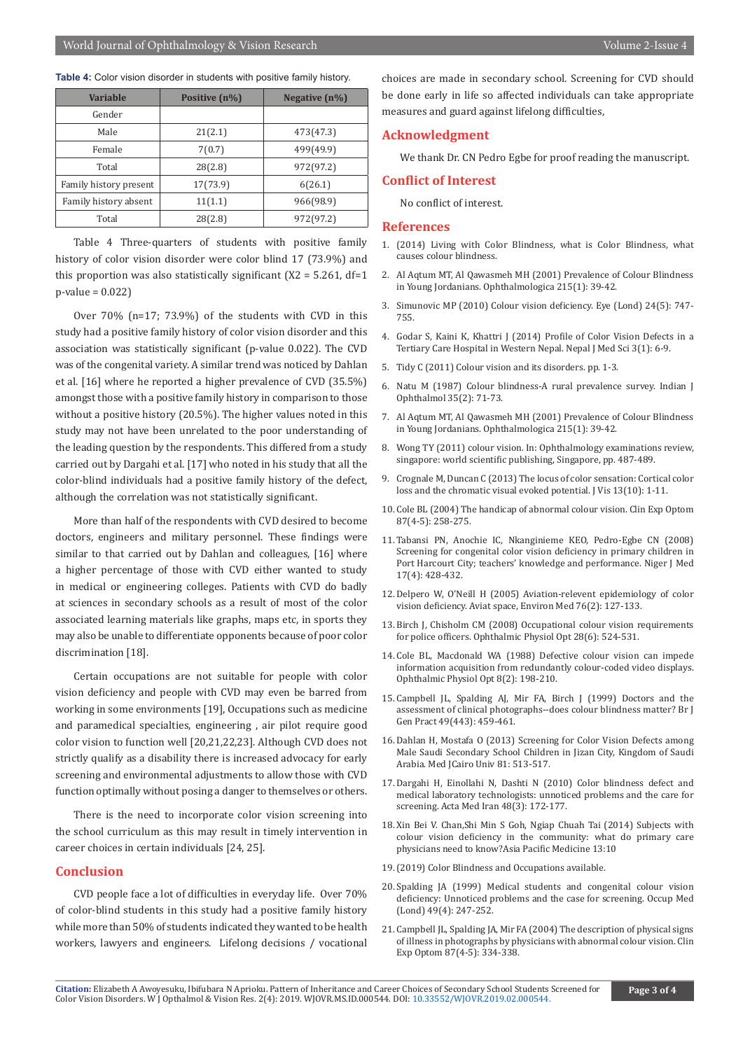**Table 4:** Color vision disorder in students with positive family history.

| Variable | Positive (n%) | Negative (n%) |
|---|---|---|
| Gender | | |
| Male | 21(2.1) | 473(47.3) |
| Female | 7(0.7) | 499(49.9) |
| Total | 28(2.8) | 972(97.2) |
| Family history present | 17(73.9) | 6(26.1) |
| Family history absent | 11(1.1) | 966(98.9) |
| Total | 28(2.8) | 972(97.2) |

Table 4 Three-quarters of students with positive family history of color vision disorder were color blind 17 (73.9%) and this proportion was also statistically significant (X2 = 5.261, df=1 p-value = 0.022)

Over 70% (n=17; 73.9%) of the students with CVD in this study had a positive family history of color vision disorder and this association was statistically significant (p-value 0.022). The CVD was of the congenital variety. A similar trend was noticed by Dahlan et al. [16] where he reported a higher prevalence of CVD (35.5%) amongst those with a positive family history in comparison to those without a positive history (20.5%). The higher values noted in this study may not have been unrelated to the poor understanding of the leading question by the respondents. This differed from a study carried out by Dargahi et al. [17] who noted in his study that all the color-blind individuals had a positive family history of the defect, although the correlation was not statistically significant.

More than half of the respondents with CVD desired to become doctors, engineers and military personnel. These findings were similar to that carried out by Dahlan and colleagues, [16] where a higher percentage of those with CVD either wanted to study in medical or engineering colleges. Patients with CVD do badly at sciences in secondary schools as a result of most of the color associated learning materials like graphs, maps etc, in sports they may also be unable to differentiate opponents because of poor color discrimination [18].

Certain occupations are not suitable for people with color vision deficiency and people with CVD may even be barred from working in some environments [19], Occupations such as medicine and paramedical specialties, engineering , air pilot require good color vision to function well [20,21,22,23]. Although CVD does not strictly qualify as a disability there is increased advocacy for early screening and environmental adjustments to allow those with CVD function optimally without posing a danger to themselves or others.

There is the need to incorporate color vision screening into the school curriculum as this may result in timely intervention in career choices in certain individuals [24, 25].

## Conclusion

CVD people face a lot of difficulties in everyday life. Over 70% of color-blind students in this study had a positive family history while more than 50% of students indicated they wanted to be health workers, lawyers and engineers. Lifelong decisions / vocational choices are made in secondary school. Screening for CVD should be done early in life so affected individuals can take appropriate measures and guard against lifelong difficulties,

## Acknowledgment

We thank Dr. CN Pedro Egbe for proof reading the manuscript.

## Conflict of Interest

No conflict of interest.

## References

1. (2014) Living with Color Blindness, what is Color Blindness, what causes colour blindness.
2. Al Aqtum MT, Al Qawasmeh MH (2001) Prevalence of Colour Blindness in Young Jordanians. Ophthalmologica 215(1): 39-42.
3. Simunovic MP (2010) Colour vision deficiency. Eye (Lond) 24(5): 747-755.
4. Godar S, Kaini K, Khattri J (2014) Profile of Color Vision Defects in a Tertiary Care Hospital in Western Nepal. Nepal J Med Sci 3(1): 6-9.
5. Tidy C (2011) Colour vision and its disorders. pp. 1-3.
6. Natu M (1987) Colour blindness-A rural prevalence survey. Indian J Ophthalmol 35(2): 71-73.
7. Al Aqtum MT, Al Qawasmeh MH (2001) Prevalence of Colour Blindness in Young Jordanians. Ophthalmologica 215(1): 39-42.
8. Wong TY (2011) colour vision. In: Ophthalmology examinations review, singapore: world scientific publishing, Singapore, pp. 487-489.
9. Crognale M, Duncan C (2013) The locus of color sensation: Cortical color loss and the chromatic visual evoked potential. J Vis 13(10): 1-11.
10. Cole BL (2004) The handicap of abnormal colour vision. Clin Exp Optom 87(4-5): 258-275.
11. Tabansi PN, Anochie IC, Nkanginieme KEO, Pedro-Egbe CN (2008) Screening for congenital color vision deficiency in primary children in Port Harcourt City; teachers' knowledge and performance. Niger J Med 17(4): 428-432.
12. Delpero W, O'Neill H (2005) Aviation-relevent epidemiology of color vision deficiency. Aviat space, Environ Med 76(2): 127-133.
13. Birch J, Chisholm CM (2008) Occupational colour vision requirements for police officers. Ophthalmic Physiol Opt 28(6): 524-531.
14. Cole BL, Macdonald WA (1988) Defective colour vision can impede information acquisition from redundantly colour-coded video displays. Ophthalmic Physiol Opt 8(2): 198-210.
15. Campbell JL, Spalding AJ, Mir FA, Birch J (1999) Doctors and the assessment of clinical photographs--does colour blindness matter? Br J Gen Pract 49(443): 459-461.
16. Dahlan H, Mostafa O (2013) Screening for Color Vision Defects among Male Saudi Secondary School Children in Jizan City, Kingdom of Saudi Arabia. Med JCairo Univ 81: 513-517.
17. Dargahi H, Einollahi N, Dashti N (2010) Color blindness defect and medical laboratory technologists: unnoticed problems and the care for screening. Acta Med Iran 48(3): 172-177.
18. Xin Bei V. Chan,Shi Min S Goh, Ngiap Chuah Tai (2014) Subjects with colour vision deficiency in the community: what do primary care physicians need to know?Asia Pacific Medicine 13:10
19. (2019) Color Blindness and Occupations available.
20. Spalding JA (1999) Medical students and congenital colour vision deficiency: Unnoticed problems and the case for screening. Occup Med (Lond) 49(4): 247-252.
21. Campbell JL, Spalding JA, Mir FA (2004) The description of physical signs of illness in photographs by physicians with abnormal colour vision. Clin Exp Optom 87(4-5): 334-338.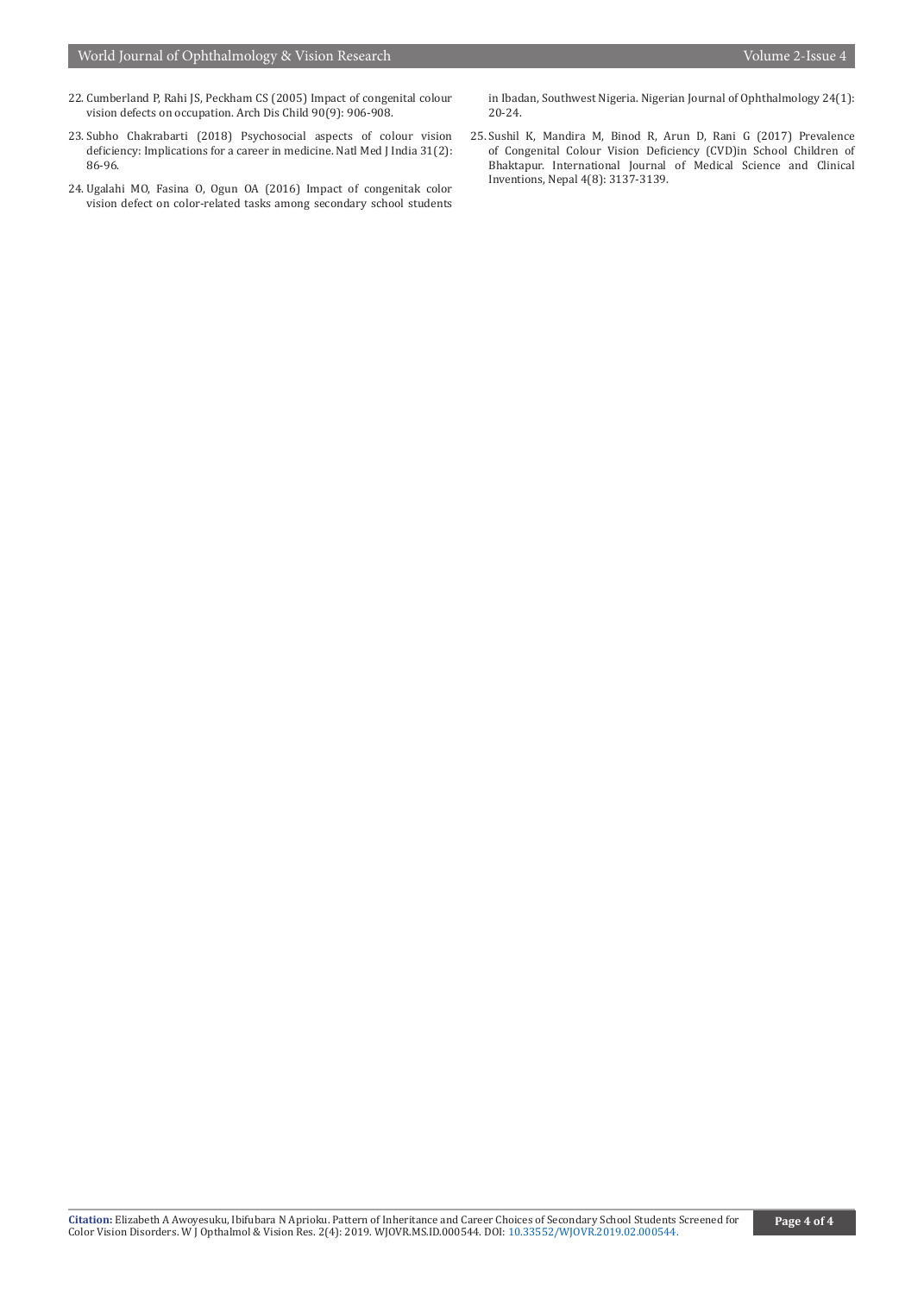22. Cumberland P, Rahi JS, Peckham CS (2005) Impact of congenital colour vision defects on occupation. Arch Dis Child 90(9): 906-908.
23. Subho Chakrabarti (2018) Psychosocial aspects of colour vision deficiency: Implications for a career in medicine. Natl Med J India 31(2): 86-96.
24. Ugalahi MO, Fasina O, Ogun OA (2016) Impact of congenitak color vision defect on color-related tasks among secondary school students in Ibadan, Southwest Nigeria. Nigerian Journal of Ophthalmology 24(1): 20-24.
25. Sushil K, Mandira M, Binod R, Arun D, Rani G (2017) Prevalence of Congenital Colour Vision Deficiency (CVD)in School Children of Bhaktapur. International Journal of Medical Science and Clinical Inventions, Nepal 4(8): 3137-3139.